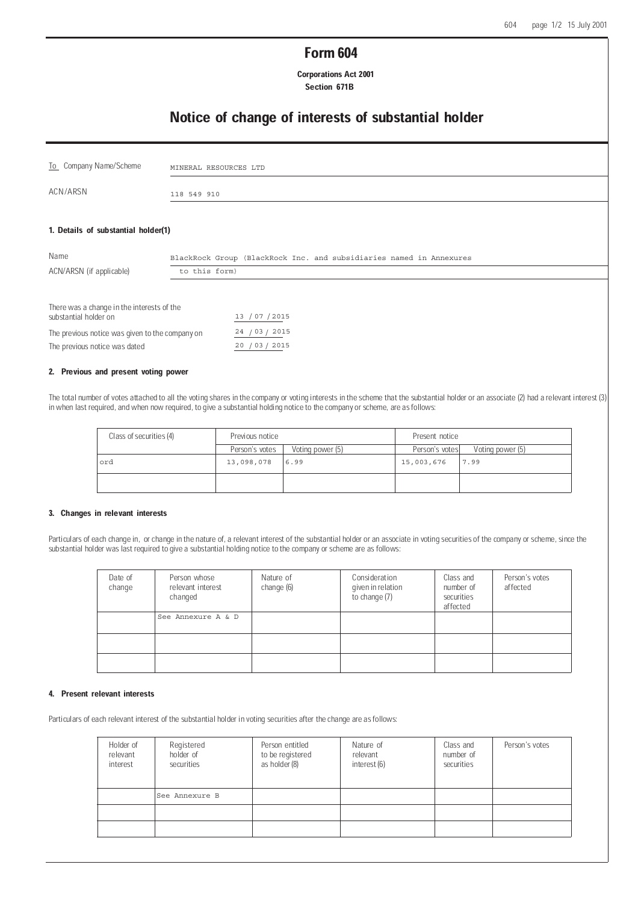# Form 604

**Corporations Act 2001**
**Section 671B**

## Notice of change of interests of substantial holder

| | |
|---|---|
| To Company Name/Scheme | MINERAL RESOURCES LTD |
| ACN/ARSN | 118 549 910 |

### 1. Details of substantial holder(1)

| | |
|---|---|
| Name | BlackRock Group (BlackRock Inc. and subsidiaries named in Annexures to this form) |
| ACN/ARSN (if applicable) | |

| | |
|---|---|
| There was a change in the interests of the substantial holder on | 13 / 07 / 2015 |
| The previous notice was given to the company on | 24 / 03 / 2015 |
| The previous notice was dated | 20 / 03 / 2015 |

### 2. Previous and present voting power

The total number of votes attached to all the voting shares in the company or voting interests in the scheme that the substantial holder or an associate (2) had a relevant interest (3) in when last required, and when now required, to give a substantial holding notice to the company or scheme, are as follows:

| Class of securities (4) | Previous notice | | Present notice | |
|---|---|---|---|---|
| | Person's votes | Voting power (5) | Person's votes | Voting power (5) |
| ord | 13,098,078 | 6.99 | 15,003,676 | 7.99 |
| | | | | |

### 3. Changes in relevant interests

Particulars of each change in, or change in the nature of, a relevant interest of the substantial holder or an associate in voting securities of the company or scheme, since the substantial holder was last required to give a substantial holding notice to the company or scheme are as follows:

| Date of change | Person whose relevant interest changed | Nature of change (6) | Consideration given in relation to change (7) | Class and number of securities affected | Person's votes affected |
|---|---|---|---|---|---|
| | See Annexure A & D | | | | |
| | | | | | |
| | | | | | |

### 4. Present relevant interests

Particulars of each relevant interest of the substantial holder in voting securities after the change are as follows:

| Holder of relevant interest | Registered holder of securities | Person entitled to be registered as holder (8) | Nature of relevant interest (6) | Class and number of securities | Person's votes |
|---|---|---|---|---|---|
| | See Annexure B | | | | |
| | | | | | |
| | | | | | |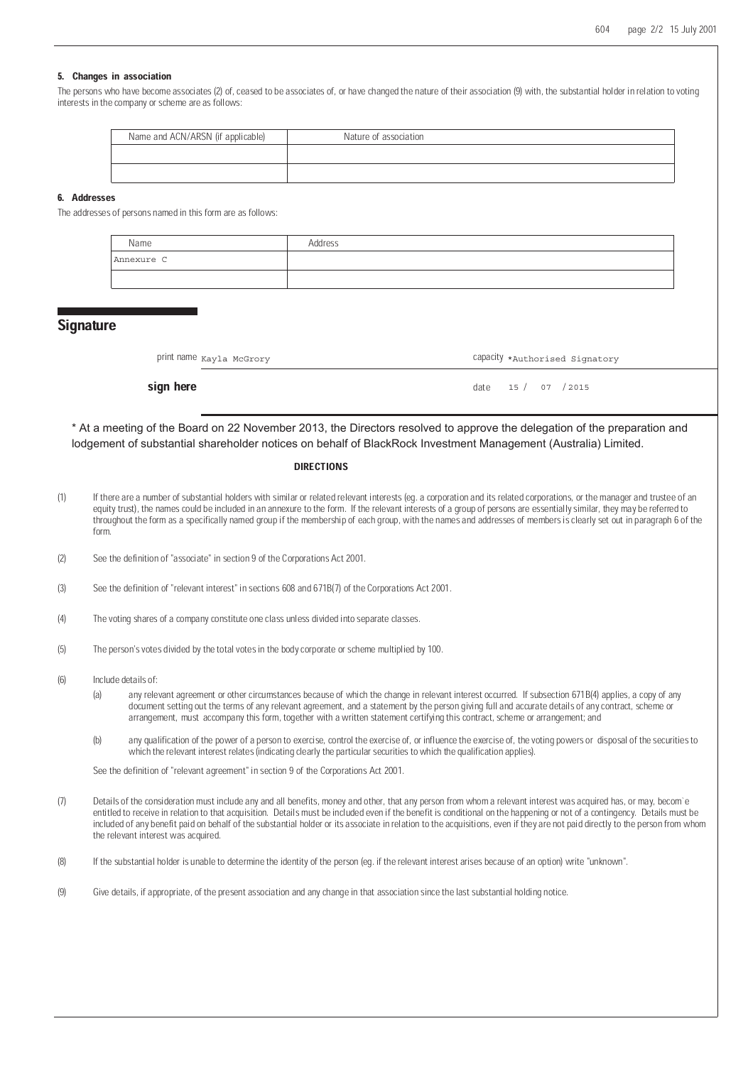### 5. Changes in association

The persons who have become associates (2) of, ceased to be associates of, or have changed the nature of their association (9) with, the substantial holder in relation to voting interests in the company or scheme are as follows:

| Name and ACN/ARSN (if applicable) | Nature of association |
|---|---|
| | |
| | |

### 6. Addresses

The addresses of persons named in this form are as follows:

| Name | Address |
|---|---|
| Annexure C | |
| | |

## Signature

print name Kayla McGrory

capacity *Authorised Signatory

**sign here**

date 15 / 07 / 2015

\* At a meeting of the Board on 22 November 2013, the Directors resolved to approve the delegation of the preparation and lodgement of substantial shareholder notices on behalf of BlackRock Investment Management (Australia) Limited.

**DIRECTIONS**

(1) If there are a number of substantial holders with similar or related relevant interests (eg. a corporation and its related corporations, or the manager and trustee of an equity trust), the names could be included in an annexure to the form. If the relevant interests of a group of persons are essentially similar, they may be referred to throughout the form as a specifically named group if the membership of each group, with the names and addresses of members is clearly set out in paragraph 6 of the form.

(2) See the definition of "associate" in section 9 of the Corporations Act 2001.

(3) See the definition of "relevant interest" in sections 608 and 671B(7) of the Corporations Act 2001.

(4) The voting shares of a company constitute one class unless divided into separate classes.

(5) The person's votes divided by the total votes in the body corporate or scheme multiplied by 100.

(6) Include details of:

(a) any relevant agreement or other circumstances because of which the change in relevant interest occurred. If subsection 671B(4) applies, a copy of any document setting out the terms of any relevant agreement, and a statement by the person giving full and accurate details of any contract, scheme or arrangement, must accompany this form, together with a written statement certifying this contract, scheme or arrangement; and

(b) any qualification of the power of a person to exercise, control the exercise of, or influence the exercise of, the voting powers or disposal of the securities to which the relevant interest relates (indicating clearly the particular securities to which the qualification applies).

See the definition of "relevant agreement" in section 9 of the Corporations Act 2001.

(7) Details of the consideration must include any and all benefits, money and other, that any person from whom a relevant interest was acquired has, or may, becom`e entitled to receive in relation to that acquisition. Details must be included even if the benefit is conditional on the happening or not of a contingency. Details must be included of any benefit paid on behalf of the substantial holder or its associate in relation to the acquisitions, even if they are not paid directly to the person from whom the relevant interest was acquired.

(8) If the substantial holder is unable to determine the identity of the person (eg. if the relevant interest arises because of an option) write "unknown".

(9) Give details, if appropriate, of the present association and any change in that association since the last substantial holding notice.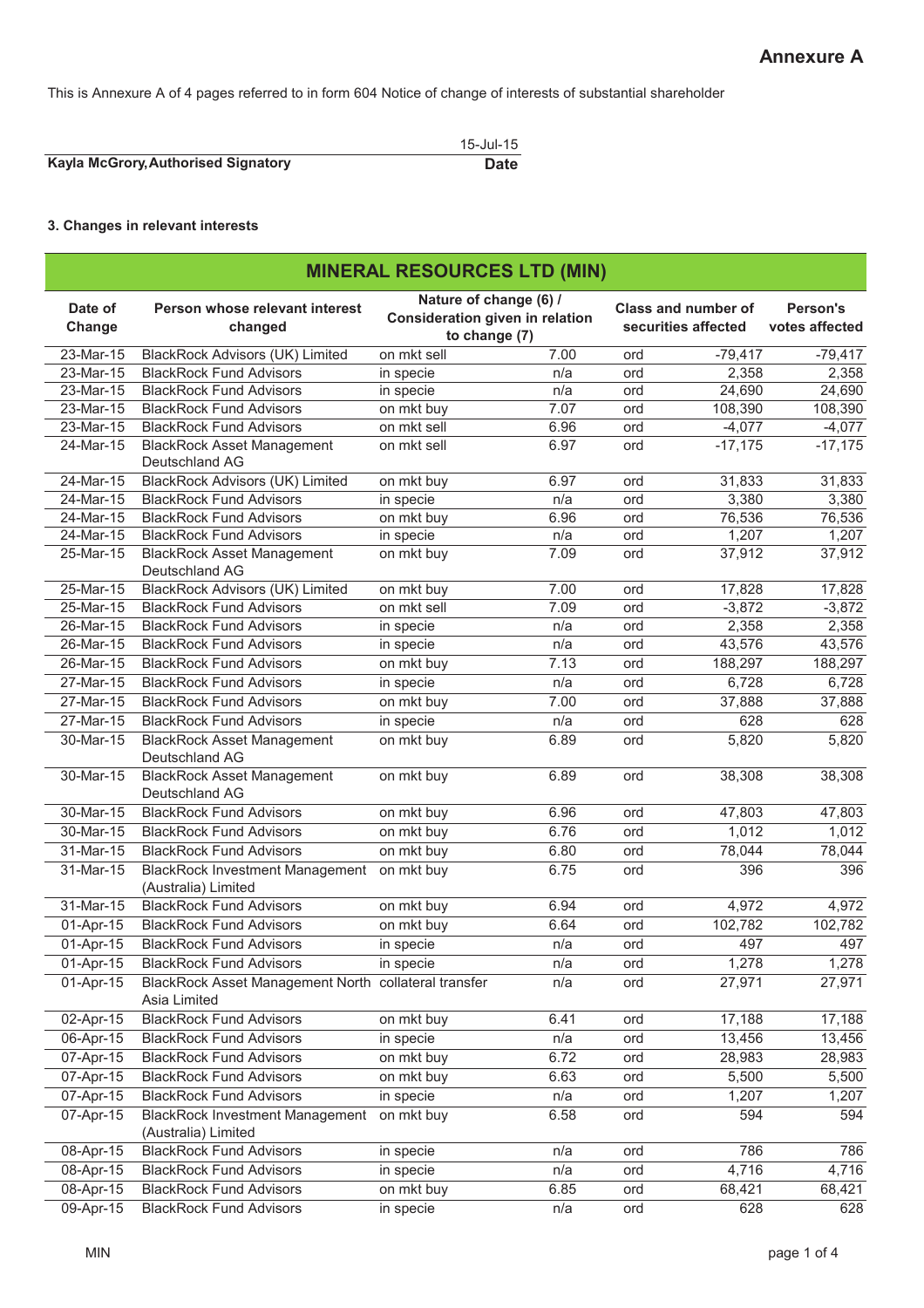# Annexure A

This is Annexure A of 4 pages referred to in form 604 Notice of change of interests of substantial shareholder

| Kayla McGrory, Authorised Signatory | 15-Jul-15 |
|---|---|
| | **Date** |

**3. Changes in relevant interests**

| MINERAL RESOURCES LTD (MIN) | | | | | | |
|---|---|---|---|---|---|---|
| **Date of Change** | **Person whose relevant interest changed** | **Nature of change (6) / Consideration given in relation to change (7)** | | **Class and number of securities affected** | | **Person's votes affected** |
| 23-Mar-15 | BlackRock Advisors (UK) Limited | on mkt sell | 7.00 | ord | -79,417 | -79,417 |
| 23-Mar-15 | BlackRock Fund Advisors | in specie | n/a | ord | 2,358 | 2,358 |
| 23-Mar-15 | BlackRock Fund Advisors | in specie | n/a | ord | 24,690 | 24,690 |
| 23-Mar-15 | BlackRock Fund Advisors | on mkt buy | 7.07 | ord | 108,390 | 108,390 |
| 23-Mar-15 | BlackRock Fund Advisors | on mkt sell | 6.96 | ord | -4,077 | -4,077 |
| 24-Mar-15 | BlackRock Asset Management Deutschland AG | on mkt sell | 6.97 | ord | -17,175 | -17,175 |
| 24-Mar-15 | BlackRock Advisors (UK) Limited | on mkt buy | 6.97 | ord | 31,833 | 31,833 |
| 24-Mar-15 | BlackRock Fund Advisors | in specie | n/a | ord | 3,380 | 3,380 |
| 24-Mar-15 | BlackRock Fund Advisors | on mkt buy | 6.96 | ord | 76,536 | 76,536 |
| 24-Mar-15 | BlackRock Fund Advisors | in specie | n/a | ord | 1,207 | 1,207 |
| 25-Mar-15 | BlackRock Asset Management Deutschland AG | on mkt buy | 7.09 | ord | 37,912 | 37,912 |
| 25-Mar-15 | BlackRock Advisors (UK) Limited | on mkt buy | 7.00 | ord | 17,828 | 17,828 |
| 25-Mar-15 | BlackRock Fund Advisors | on mkt sell | 7.09 | ord | -3,872 | -3,872 |
| 26-Mar-15 | BlackRock Fund Advisors | in specie | n/a | ord | 2,358 | 2,358 |
| 26-Mar-15 | BlackRock Fund Advisors | in specie | n/a | ord | 43,576 | 43,576 |
| 26-Mar-15 | BlackRock Fund Advisors | on mkt buy | 7.13 | ord | 188,297 | 188,297 |
| 27-Mar-15 | BlackRock Fund Advisors | in specie | n/a | ord | 6,728 | 6,728 |
| 27-Mar-15 | BlackRock Fund Advisors | on mkt buy | 7.00 | ord | 37,888 | 37,888 |
| 27-Mar-15 | BlackRock Fund Advisors | in specie | n/a | ord | 628 | 628 |
| 30-Mar-15 | BlackRock Asset Management Deutschland AG | on mkt buy | 6.89 | ord | 5,820 | 5,820 |
| 30-Mar-15 | BlackRock Asset Management Deutschland AG | on mkt buy | 6.89 | ord | 38,308 | 38,308 |
| 30-Mar-15 | BlackRock Fund Advisors | on mkt buy | 6.96 | ord | 47,803 | 47,803 |
| 30-Mar-15 | BlackRock Fund Advisors | on mkt buy | 6.76 | ord | 1,012 | 1,012 |
| 31-Mar-15 | BlackRock Fund Advisors | on mkt buy | 6.80 | ord | 78,044 | 78,044 |
| 31-Mar-15 | BlackRock Investment Management (Australia) Limited | on mkt buy | 6.75 | ord | 396 | 396 |
| 31-Mar-15 | BlackRock Fund Advisors | on mkt buy | 6.94 | ord | 4,972 | 4,972 |
| 01-Apr-15 | BlackRock Fund Advisors | on mkt buy | 6.64 | ord | 102,782 | 102,782 |
| 01-Apr-15 | BlackRock Fund Advisors | in specie | n/a | ord | 497 | 497 |
| 01-Apr-15 | BlackRock Fund Advisors | in specie | n/a | ord | 1,278 | 1,278 |
| 01-Apr-15 | BlackRock Asset Management North Asia Limited | collateral transfer | n/a | ord | 27,971 | 27,971 |
| 02-Apr-15 | BlackRock Fund Advisors | on mkt buy | 6.41 | ord | 17,188 | 17,188 |
| 06-Apr-15 | BlackRock Fund Advisors | in specie | n/a | ord | 13,456 | 13,456 |
| 07-Apr-15 | BlackRock Fund Advisors | on mkt buy | 6.72 | ord | 28,983 | 28,983 |
| 07-Apr-15 | BlackRock Fund Advisors | on mkt buy | 6.63 | ord | 5,500 | 5,500 |
| 07-Apr-15 | BlackRock Fund Advisors | in specie | n/a | ord | 1,207 | 1,207 |
| 07-Apr-15 | BlackRock Investment Management (Australia) Limited | on mkt buy | 6.58 | ord | 594 | 594 |
| 08-Apr-15 | BlackRock Fund Advisors | in specie | n/a | ord | 786 | 786 |
| 08-Apr-15 | BlackRock Fund Advisors | in specie | n/a | ord | 4,716 | 4,716 |
| 08-Apr-15 | BlackRock Fund Advisors | on mkt buy | 6.85 | ord | 68,421 | 68,421 |
| 09-Apr-15 | BlackRock Fund Advisors | in specie | n/a | ord | 628 | 628 |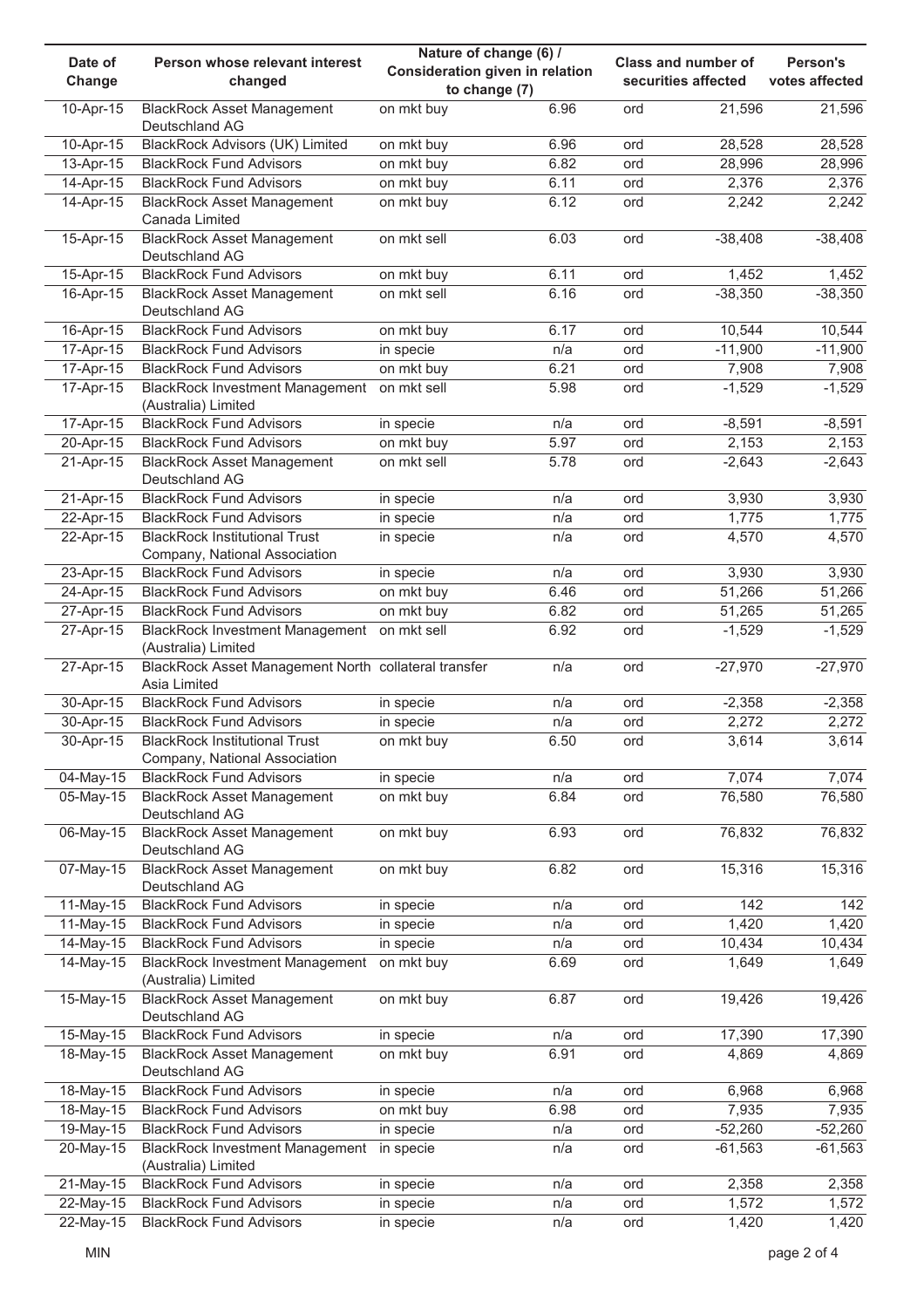| Date of Change | Person whose relevant interest changed | Nature of change (6) / Consideration given in relation to change (7) | | Class and number of securities affected | | Person's votes affected |
|---|---|---|---|---|---|---|
| 10-Apr-15 | BlackRock Asset Management Deutschland AG | on mkt buy | 6.96 | ord | 21,596 | 21,596 |
| 10-Apr-15 | BlackRock Advisors (UK) Limited | on mkt buy | 6.96 | ord | 28,528 | 28,528 |
| 13-Apr-15 | BlackRock Fund Advisors | on mkt buy | 6.82 | ord | 28,996 | 28,996 |
| 14-Apr-15 | BlackRock Fund Advisors | on mkt buy | 6.11 | ord | 2,376 | 2,376 |
| 14-Apr-15 | BlackRock Asset Management Canada Limited | on mkt buy | 6.12 | ord | 2,242 | 2,242 |
| 15-Apr-15 | BlackRock Asset Management Deutschland AG | on mkt sell | 6.03 | ord | -38,408 | -38,408 |
| 15-Apr-15 | BlackRock Fund Advisors | on mkt buy | 6.11 | ord | 1,452 | 1,452 |
| 16-Apr-15 | BlackRock Asset Management Deutschland AG | on mkt sell | 6.16 | ord | -38,350 | -38,350 |
| 16-Apr-15 | BlackRock Fund Advisors | on mkt buy | 6.17 | ord | 10,544 | 10,544 |
| 17-Apr-15 | BlackRock Fund Advisors | in specie | n/a | ord | -11,900 | -11,900 |
| 17-Apr-15 | BlackRock Fund Advisors | on mkt buy | 6.21 | ord | 7,908 | 7,908 |
| 17-Apr-15 | BlackRock Investment Management (Australia) Limited | on mkt sell | 5.98 | ord | -1,529 | -1,529 |
| 17-Apr-15 | BlackRock Fund Advisors | in specie | n/a | ord | -8,591 | -8,591 |
| 20-Apr-15 | BlackRock Fund Advisors | on mkt buy | 5.97 | ord | 2,153 | 2,153 |
| 21-Apr-15 | BlackRock Asset Management Deutschland AG | on mkt sell | 5.78 | ord | -2,643 | -2,643 |
| 21-Apr-15 | BlackRock Fund Advisors | in specie | n/a | ord | 3,930 | 3,930 |
| 22-Apr-15 | BlackRock Fund Advisors | in specie | n/a | ord | 1,775 | 1,775 |
| 22-Apr-15 | BlackRock Institutional Trust Company, National Association | in specie | n/a | ord | 4,570 | 4,570 |
| 23-Apr-15 | BlackRock Fund Advisors | in specie | n/a | ord | 3,930 | 3,930 |
| 24-Apr-15 | BlackRock Fund Advisors | on mkt buy | 6.46 | ord | 51,266 | 51,266 |
| 27-Apr-15 | BlackRock Fund Advisors | on mkt buy | 6.82 | ord | 51,265 | 51,265 |
| 27-Apr-15 | BlackRock Investment Management (Australia) Limited | on mkt sell | 6.92 | ord | -1,529 | -1,529 |
| 27-Apr-15 | BlackRock Asset Management North Asia Limited | collateral transfer | n/a | ord | -27,970 | -27,970 |
| 30-Apr-15 | BlackRock Fund Advisors | in specie | n/a | ord | -2,358 | -2,358 |
| 30-Apr-15 | BlackRock Fund Advisors | in specie | n/a | ord | 2,272 | 2,272 |
| 30-Apr-15 | BlackRock Institutional Trust Company, National Association | on mkt buy | 6.50 | ord | 3,614 | 3,614 |
| 04-May-15 | BlackRock Fund Advisors | in specie | n/a | ord | 7,074 | 7,074 |
| 05-May-15 | BlackRock Asset Management Deutschland AG | on mkt buy | 6.84 | ord | 76,580 | 76,580 |
| 06-May-15 | BlackRock Asset Management Deutschland AG | on mkt buy | 6.93 | ord | 76,832 | 76,832 |
| 07-May-15 | BlackRock Asset Management Deutschland AG | on mkt buy | 6.82 | ord | 15,316 | 15,316 |
| 11-May-15 | BlackRock Fund Advisors | in specie | n/a | ord | 142 | 142 |
| 11-May-15 | BlackRock Fund Advisors | in specie | n/a | ord | 1,420 | 1,420 |
| 14-May-15 | BlackRock Fund Advisors | in specie | n/a | ord | 10,434 | 10,434 |
| 14-May-15 | BlackRock Investment Management (Australia) Limited | on mkt buy | 6.69 | ord | 1,649 | 1,649 |
| 15-May-15 | BlackRock Asset Management Deutschland AG | on mkt buy | 6.87 | ord | 19,426 | 19,426 |
| 15-May-15 | BlackRock Fund Advisors | in specie | n/a | ord | 17,390 | 17,390 |
| 18-May-15 | BlackRock Asset Management Deutschland AG | on mkt buy | 6.91 | ord | 4,869 | 4,869 |
| 18-May-15 | BlackRock Fund Advisors | in specie | n/a | ord | 6,968 | 6,968 |
| 18-May-15 | BlackRock Fund Advisors | on mkt buy | 6.98 | ord | 7,935 | 7,935 |
| 19-May-15 | BlackRock Fund Advisors | in specie | n/a | ord | -52,260 | -52,260 |
| 20-May-15 | BlackRock Investment Management (Australia) Limited | in specie | n/a | ord | -61,563 | -61,563 |
| 21-May-15 | BlackRock Fund Advisors | in specie | n/a | ord | 2,358 | 2,358 |
| 22-May-15 | BlackRock Fund Advisors | in specie | n/a | ord | 1,572 | 1,572 |
| 22-May-15 | BlackRock Fund Advisors | in specie | n/a | ord | 1,420 | 1,420 |

MIN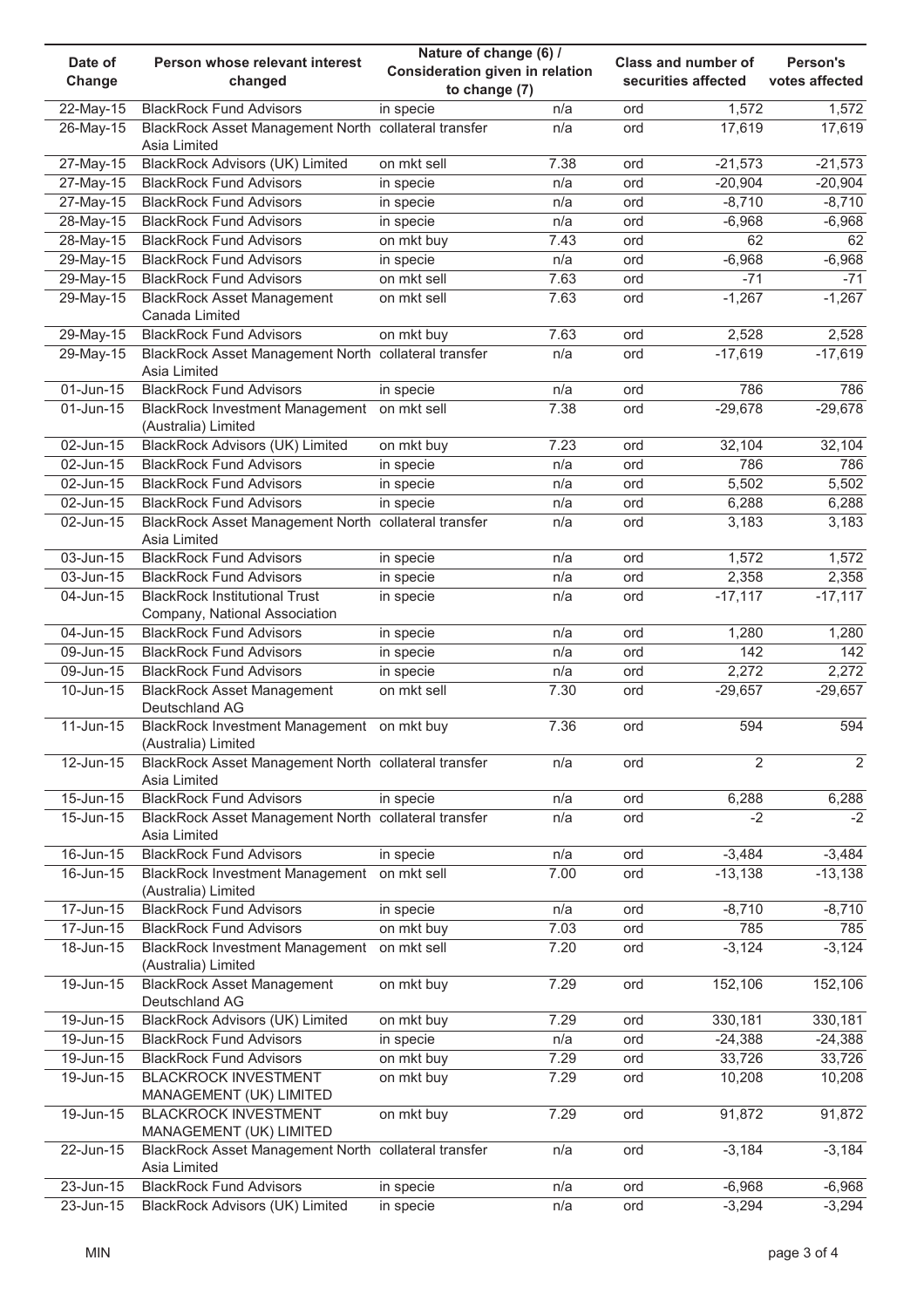| Date of Change | Person whose relevant interest changed | Nature of change (6) / Consideration given in relation to change (7) | | Class and number of securities affected | | Person's votes affected |
|---|---|---|---|---|---|---|
| 22-May-15 | BlackRock Fund Advisors | in specie | n/a | ord | 1,572 | 1,572 |
| 26-May-15 | BlackRock Asset Management North Asia Limited | collateral transfer | n/a | ord | 17,619 | 17,619 |
| 27-May-15 | BlackRock Advisors (UK) Limited | on mkt sell | 7.38 | ord | -21,573 | -21,573 |
| 27-May-15 | BlackRock Fund Advisors | in specie | n/a | ord | -20,904 | -20,904 |
| 27-May-15 | BlackRock Fund Advisors | in specie | n/a | ord | -8,710 | -8,710 |
| 28-May-15 | BlackRock Fund Advisors | in specie | n/a | ord | -6,968 | -6,968 |
| 28-May-15 | BlackRock Fund Advisors | on mkt buy | 7.43 | ord | 62 | 62 |
| 29-May-15 | BlackRock Fund Advisors | in specie | n/a | ord | -6,968 | -6,968 |
| 29-May-15 | BlackRock Fund Advisors | on mkt sell | 7.63 | ord | -71 | -71 |
| 29-May-15 | BlackRock Asset Management Canada Limited | on mkt sell | 7.63 | ord | -1,267 | -1,267 |
| 29-May-15 | BlackRock Fund Advisors | on mkt buy | 7.63 | ord | 2,528 | 2,528 |
| 29-May-15 | BlackRock Asset Management North Asia Limited | collateral transfer | n/a | ord | -17,619 | -17,619 |
| 01-Jun-15 | BlackRock Fund Advisors | in specie | n/a | ord | 786 | 786 |
| 01-Jun-15 | BlackRock Investment Management (Australia) Limited | on mkt sell | 7.38 | ord | -29,678 | -29,678 |
| 02-Jun-15 | BlackRock Advisors (UK) Limited | on mkt buy | 7.23 | ord | 32,104 | 32,104 |
| 02-Jun-15 | BlackRock Fund Advisors | in specie | n/a | ord | 786 | 786 |
| 02-Jun-15 | BlackRock Fund Advisors | in specie | n/a | ord | 5,502 | 5,502 |
| 02-Jun-15 | BlackRock Fund Advisors | in specie | n/a | ord | 6,288 | 6,288 |
| 02-Jun-15 | BlackRock Asset Management North Asia Limited | collateral transfer | n/a | ord | 3,183 | 3,183 |
| 03-Jun-15 | BlackRock Fund Advisors | in specie | n/a | ord | 1,572 | 1,572 |
| 03-Jun-15 | BlackRock Fund Advisors | in specie | n/a | ord | 2,358 | 2,358 |
| 04-Jun-15 | BlackRock Institutional Trust Company, National Association | in specie | n/a | ord | -17,117 | -17,117 |
| 04-Jun-15 | BlackRock Fund Advisors | in specie | n/a | ord | 1,280 | 1,280 |
| 09-Jun-15 | BlackRock Fund Advisors | in specie | n/a | ord | 142 | 142 |
| 09-Jun-15 | BlackRock Fund Advisors | in specie | n/a | ord | 2,272 | 2,272 |
| 10-Jun-15 | BlackRock Asset Management Deutschland AG | on mkt sell | 7.30 | ord | -29,657 | -29,657 |
| 11-Jun-15 | BlackRock Investment Management (Australia) Limited | on mkt buy | 7.36 | ord | 594 | 594 |
| 12-Jun-15 | BlackRock Asset Management North Asia Limited | collateral transfer | n/a | ord | 2 | 2 |
| 15-Jun-15 | BlackRock Fund Advisors | in specie | n/a | ord | 6,288 | 6,288 |
| 15-Jun-15 | BlackRock Asset Management North Asia Limited | collateral transfer | n/a | ord | -2 | -2 |
| 16-Jun-15 | BlackRock Fund Advisors | in specie | n/a | ord | -3,484 | -3,484 |
| 16-Jun-15 | BlackRock Investment Management (Australia) Limited | on mkt sell | 7.00 | ord | -13,138 | -13,138 |
| 17-Jun-15 | BlackRock Fund Advisors | in specie | n/a | ord | -8,710 | -8,710 |
| 17-Jun-15 | BlackRock Fund Advisors | on mkt buy | 7.03 | ord | 785 | 785 |
| 18-Jun-15 | BlackRock Investment Management (Australia) Limited | on mkt sell | 7.20 | ord | -3,124 | -3,124 |
| 19-Jun-15 | BlackRock Asset Management Deutschland AG | on mkt buy | 7.29 | ord | 152,106 | 152,106 |
| 19-Jun-15 | BlackRock Advisors (UK) Limited | on mkt buy | 7.29 | ord | 330,181 | 330,181 |
| 19-Jun-15 | BlackRock Fund Advisors | in specie | n/a | ord | -24,388 | -24,388 |
| 19-Jun-15 | BlackRock Fund Advisors | on mkt buy | 7.29 | ord | 33,726 | 33,726 |
| 19-Jun-15 | BLACKROCK INVESTMENT MANAGEMENT (UK) LIMITED | on mkt buy | 7.29 | ord | 10,208 | 10,208 |
| 19-Jun-15 | BLACKROCK INVESTMENT MANAGEMENT (UK) LIMITED | on mkt buy | 7.29 | ord | 91,872 | 91,872 |
| 22-Jun-15 | BlackRock Asset Management North Asia Limited | collateral transfer | n/a | ord | -3,184 | -3,184 |
| 23-Jun-15 | BlackRock Fund Advisors | in specie | n/a | ord | -6,968 | -6,968 |
| 23-Jun-15 | BlackRock Advisors (UK) Limited | in specie | n/a | ord | -3,294 | -3,294 |

MIN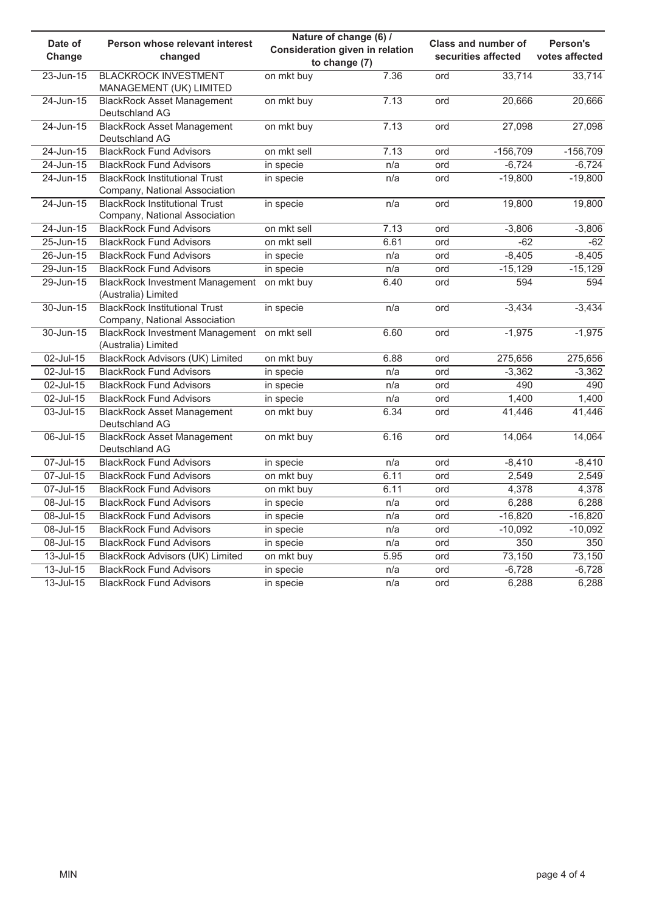| Date of Change | Person whose relevant interest changed | Nature of change (6) / Consideration given in relation to change (7) | | Class and number of securities affected | | Person's votes affected |
|---|---|---|---|---|---|---|
| 23-Jun-15 | BLACKROCK INVESTMENT MANAGEMENT (UK) LIMITED | on mkt buy | 7.36 | ord | 33,714 | 33,714 |
| 24-Jun-15 | BlackRock Asset Management Deutschland AG | on mkt buy | 7.13 | ord | 20,666 | 20,666 |
| 24-Jun-15 | BlackRock Asset Management Deutschland AG | on mkt buy | 7.13 | ord | 27,098 | 27,098 |
| 24-Jun-15 | BlackRock Fund Advisors | on mkt sell | 7.13 | ord | -156,709 | -156,709 |
| 24-Jun-15 | BlackRock Fund Advisors | in specie | n/a | ord | -6,724 | -6,724 |
| 24-Jun-15 | BlackRock Institutional Trust Company, National Association | in specie | n/a | ord | -19,800 | -19,800 |
| 24-Jun-15 | BlackRock Institutional Trust Company, National Association | in specie | n/a | ord | 19,800 | 19,800 |
| 24-Jun-15 | BlackRock Fund Advisors | on mkt sell | 7.13 | ord | -3,806 | -3,806 |
| 25-Jun-15 | BlackRock Fund Advisors | on mkt sell | 6.61 | ord | -62 | -62 |
| 26-Jun-15 | BlackRock Fund Advisors | in specie | n/a | ord | -8,405 | -8,405 |
| 29-Jun-15 | BlackRock Fund Advisors | in specie | n/a | ord | -15,129 | -15,129 |
| 29-Jun-15 | BlackRock Investment Management (Australia) Limited | on mkt buy | 6.40 | ord | 594 | 594 |
| 30-Jun-15 | BlackRock Institutional Trust Company, National Association | in specie | n/a | ord | -3,434 | -3,434 |
| 30-Jun-15 | BlackRock Investment Management (Australia) Limited | on mkt sell | 6.60 | ord | -1,975 | -1,975 |
| 02-Jul-15 | BlackRock Advisors (UK) Limited | on mkt buy | 6.88 | ord | 275,656 | 275,656 |
| 02-Jul-15 | BlackRock Fund Advisors | in specie | n/a | ord | -3,362 | -3,362 |
| 02-Jul-15 | BlackRock Fund Advisors | in specie | n/a | ord | 490 | 490 |
| 02-Jul-15 | BlackRock Fund Advisors | in specie | n/a | ord | 1,400 | 1,400 |
| 03-Jul-15 | BlackRock Asset Management Deutschland AG | on mkt buy | 6.34 | ord | 41,446 | 41,446 |
| 06-Jul-15 | BlackRock Asset Management Deutschland AG | on mkt buy | 6.16 | ord | 14,064 | 14,064 |
| 07-Jul-15 | BlackRock Fund Advisors | in specie | n/a | ord | -8,410 | -8,410 |
| 07-Jul-15 | BlackRock Fund Advisors | on mkt buy | 6.11 | ord | 2,549 | 2,549 |
| 07-Jul-15 | BlackRock Fund Advisors | on mkt buy | 6.11 | ord | 4,378 | 4,378 |
| 08-Jul-15 | BlackRock Fund Advisors | in specie | n/a | ord | 6,288 | 6,288 |
| 08-Jul-15 | BlackRock Fund Advisors | in specie | n/a | ord | -16,820 | -16,820 |
| 08-Jul-15 | BlackRock Fund Advisors | in specie | n/a | ord | -10,092 | -10,092 |
| 08-Jul-15 | BlackRock Fund Advisors | in specie | n/a | ord | 350 | 350 |
| 13-Jul-15 | BlackRock Advisors (UK) Limited | on mkt buy | 5.95 | ord | 73,150 | 73,150 |
| 13-Jul-15 | BlackRock Fund Advisors | in specie | n/a | ord | -6,728 | -6,728 |
| 13-Jul-15 | BlackRock Fund Advisors | in specie | n/a | ord | 6,288 | 6,288 |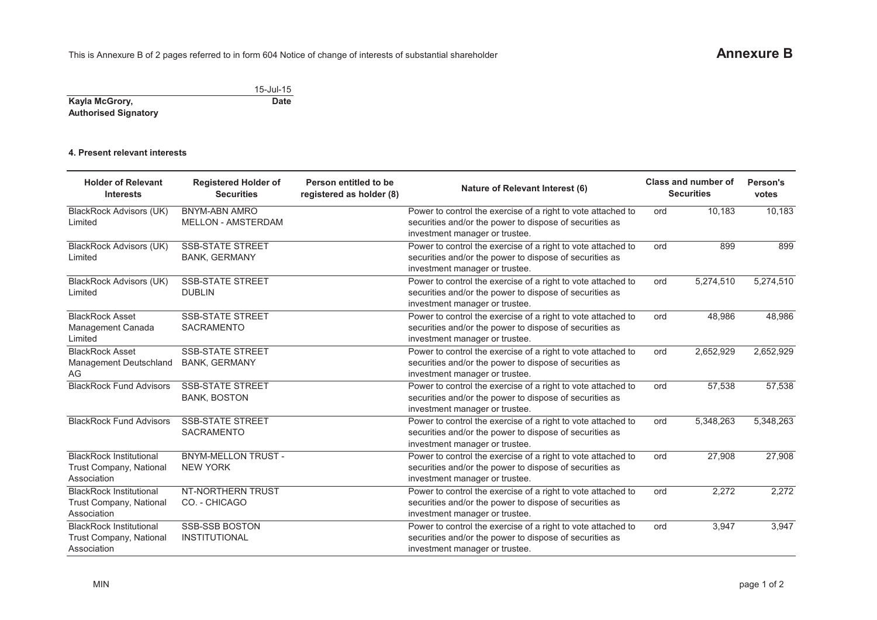This is Annexure B of 2 pages referred to in form 604 Notice of change of interests of substantial shareholder

# Annexure B

| | 15-Jul-15 |
|---|---|
| **Kayla McGrory, Authorised Signatory** | **Date** |

**4. Present relevant interests**

| Holder of Relevant Interests | Registered Holder of Securities | Person entitled to be registered as holder (8) | Nature of Relevant Interest (6) | Class and number of Securities | | Person's votes |
|---|---|---|---|---|---|---|
| BlackRock Advisors (UK) Limited | BNYM-ABN AMRO MELLON - AMSTERDAM | | Power to control the exercise of a right to vote attached to securities and/or the power to dispose of securities as investment manager or trustee. | ord | 10,183 | 10,183 |
| BlackRock Advisors (UK) Limited | SSB-STATE STREET BANK, GERMANY | | Power to control the exercise of a right to vote attached to securities and/or the power to dispose of securities as investment manager or trustee. | ord | 899 | 899 |
| BlackRock Advisors (UK) Limited | SSB-STATE STREET DUBLIN | | Power to control the exercise of a right to vote attached to securities and/or the power to dispose of securities as investment manager or trustee. | ord | 5,274,510 | 5,274,510 |
| BlackRock Asset Management Canada Limited | SSB-STATE STREET SACRAMENTO | | Power to control the exercise of a right to vote attached to securities and/or the power to dispose of securities as investment manager or trustee. | ord | 48,986 | 48,986 |
| BlackRock Asset Management Deutschland AG | SSB-STATE STREET BANK, GERMANY | | Power to control the exercise of a right to vote attached to securities and/or the power to dispose of securities as investment manager or trustee. | ord | 2,652,929 | 2,652,929 |
| BlackRock Fund Advisors | SSB-STATE STREET BANK, BOSTON | | Power to control the exercise of a right to vote attached to securities and/or the power to dispose of securities as investment manager or trustee. | ord | 57,538 | 57,538 |
| BlackRock Fund Advisors | SSB-STATE STREET SACRAMENTO | | Power to control the exercise of a right to vote attached to securities and/or the power to dispose of securities as investment manager or trustee. | ord | 5,348,263 | 5,348,263 |
| BlackRock Institutional Trust Company, National Association | BNYM-MELLON TRUST - NEW YORK | | Power to control the exercise of a right to vote attached to securities and/or the power to dispose of securities as investment manager or trustee. | ord | 27,908 | 27,908 |
| BlackRock Institutional Trust Company, National Association | NT-NORTHERN TRUST CO. - CHICAGO | | Power to control the exercise of a right to vote attached to securities and/or the power to dispose of securities as investment manager or trustee. | ord | 2,272 | 2,272 |
| BlackRock Institutional Trust Company, National Association | SSB-SSB BOSTON INSTITUTIONAL | | Power to control the exercise of a right to vote attached to securities and/or the power to dispose of securities as investment manager or trustee. | ord | 3,947 | 3,947 |

MIN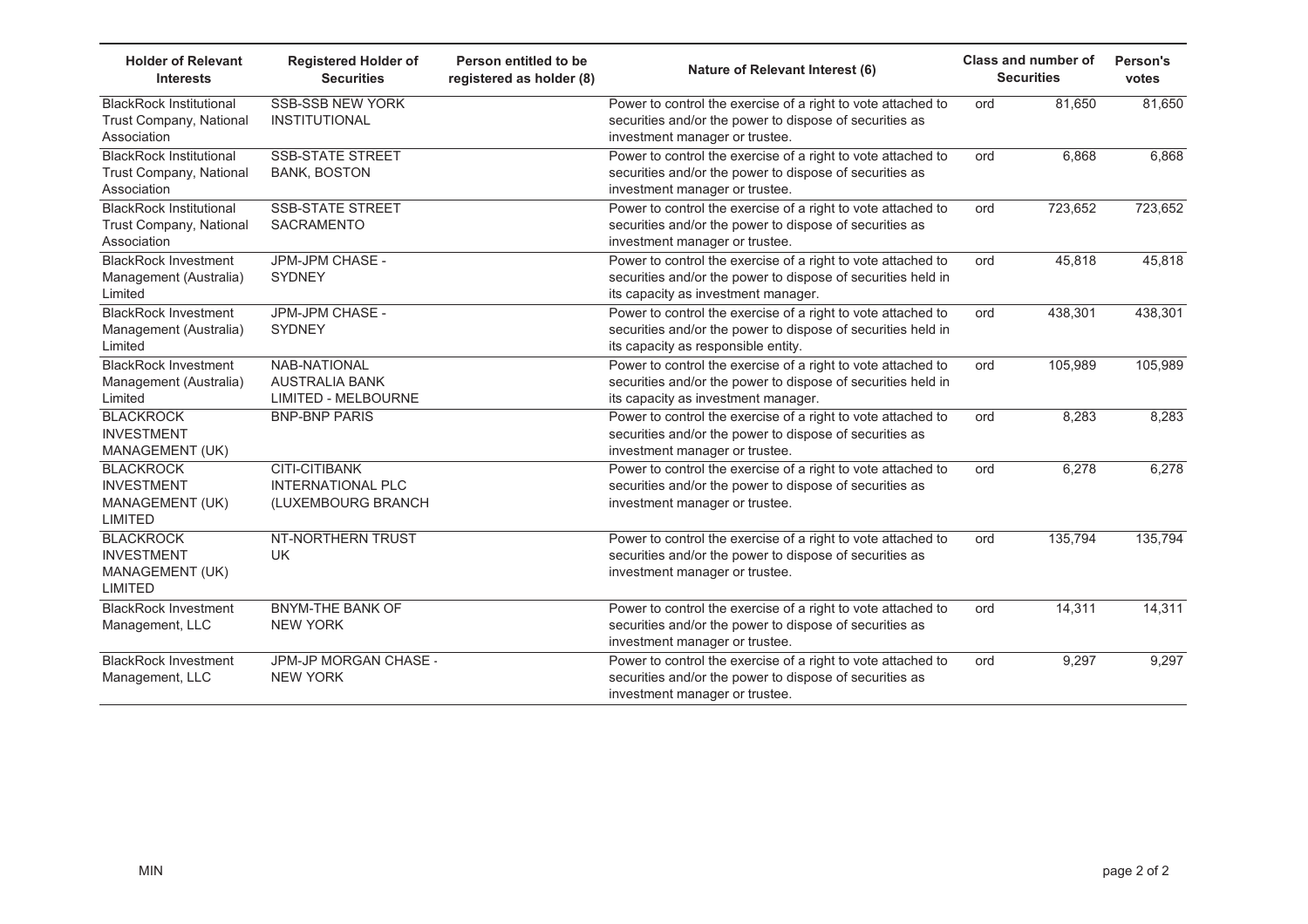| Holder of Relevant Interests | Registered Holder of Securities | Person entitled to be registered as holder (8) | Nature of Relevant Interest (6) | Class and number of Securities | | Person's votes |
|---|---|---|---|---|---|---|
| BlackRock Institutional Trust Company, National Association | SSB-SSB NEW YORK INSTITUTIONAL | | Power to control the exercise of a right to vote attached to securities and/or the power to dispose of securities as investment manager or trustee. | ord | 81,650 | 81,650 |
| BlackRock Institutional Trust Company, National Association | SSB-STATE STREET BANK, BOSTON | | Power to control the exercise of a right to vote attached to securities and/or the power to dispose of securities as investment manager or trustee. | ord | 6,868 | 6,868 |
| BlackRock Institutional Trust Company, National Association | SSB-STATE STREET SACRAMENTO | | Power to control the exercise of a right to vote attached to securities and/or the power to dispose of securities as investment manager or trustee. | ord | 723,652 | 723,652 |
| BlackRock Investment Management (Australia) Limited | JPM-JPM CHASE - SYDNEY | | Power to control the exercise of a right to vote attached to securities and/or the power to dispose of securities held in its capacity as investment manager. | ord | 45,818 | 45,818 |
| BlackRock Investment Management (Australia) Limited | JPM-JPM CHASE - SYDNEY | | Power to control the exercise of a right to vote attached to securities and/or the power to dispose of securities held in its capacity as responsible entity. | ord | 438,301 | 438,301 |
| BlackRock Investment Management (Australia) Limited | NAB-NATIONAL AUSTRALIA BANK LIMITED - MELBOURNE | | Power to control the exercise of a right to vote attached to securities and/or the power to dispose of securities held in its capacity as investment manager. | ord | 105,989 | 105,989 |
| BLACKROCK INVESTMENT MANAGEMENT (UK) | BNP-BNP PARIS | | Power to control the exercise of a right to vote attached to securities and/or the power to dispose of securities as investment manager or trustee. | ord | 8,283 | 8,283 |
| BLACKROCK INVESTMENT MANAGEMENT (UK) LIMITED | CITI-CITIBANK INTERNATIONAL PLC (LUXEMBOURG BRANCH | | Power to control the exercise of a right to vote attached to securities and/or the power to dispose of securities as investment manager or trustee. | ord | 6,278 | 6,278 |
| BLACKROCK INVESTMENT MANAGEMENT (UK) LIMITED | NT-NORTHERN TRUST UK | | Power to control the exercise of a right to vote attached to securities and/or the power to dispose of securities as investment manager or trustee. | ord | 135,794 | 135,794 |
| BlackRock Investment Management, LLC | BNYM-THE BANK OF NEW YORK | | Power to control the exercise of a right to vote attached to securities and/or the power to dispose of securities as investment manager or trustee. | ord | 14,311 | 14,311 |
| BlackRock Investment Management, LLC | JPM-JP MORGAN CHASE - NEW YORK | | Power to control the exercise of a right to vote attached to securities and/or the power to dispose of securities as investment manager or trustee. | ord | 9,297 | 9,297 |

MIN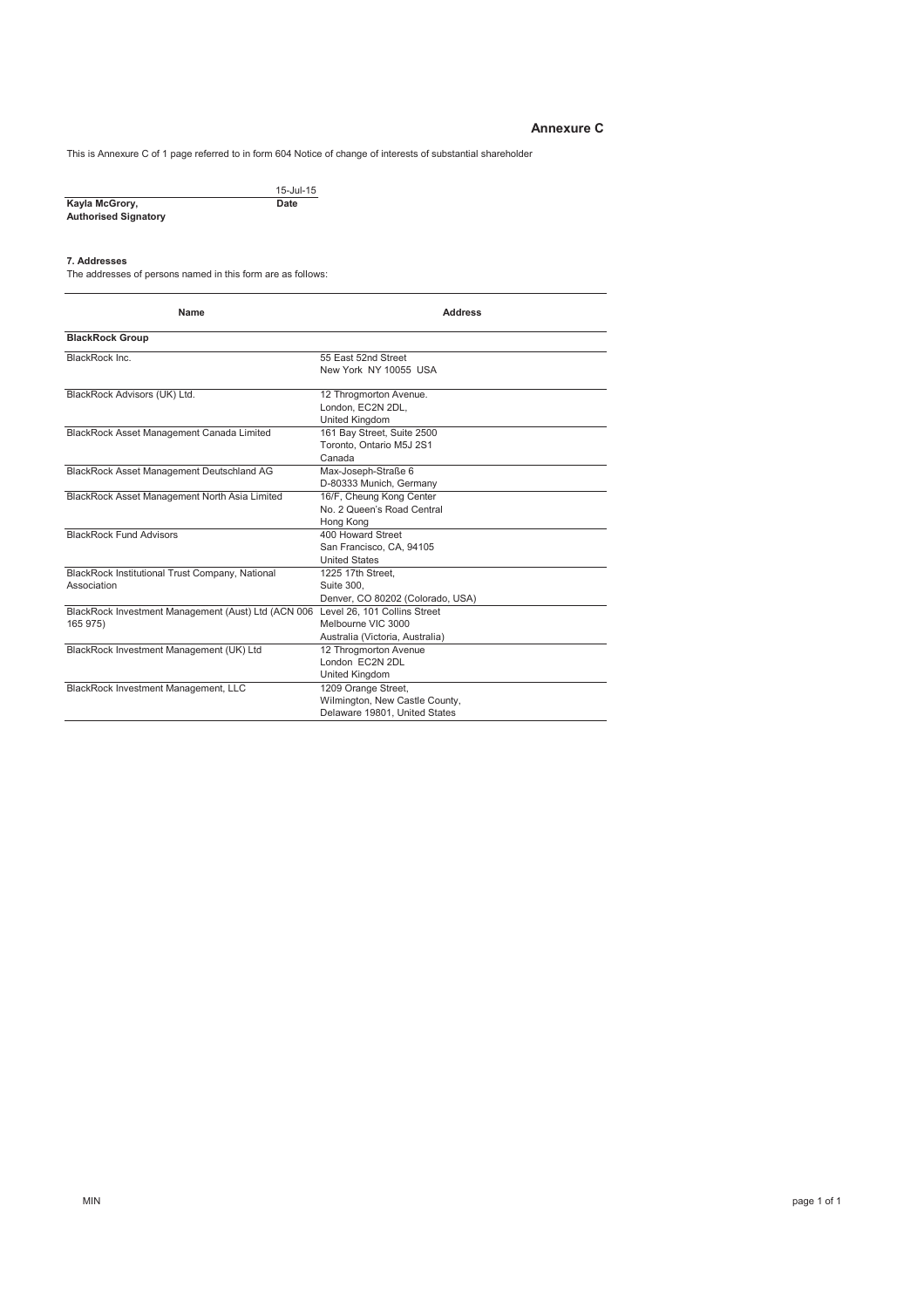## Annexure C

This is Annexure C of 1 page referred to in form 604 Notice of change of interests of substantial shareholder

| | 15-Jul-15 |
|---|---|
| **Kayla McGrory,** | **Date** |
| **Authorised Signatory** | |

**7. Addresses**

The addresses of persons named in this form are as follows:

| Name | Address |
|---|---|
| **BlackRock Group** | |
| BlackRock Inc. | 55 East 52nd Street<br>New York NY 10055 USA |
| BlackRock Advisors (UK) Ltd. | 12 Throgmorton Avenue.<br>London, EC2N 2DL,<br>United Kingdom |
| BlackRock Asset Management Canada Limited | 161 Bay Street, Suite 2500<br>Toronto, Ontario M5J 2S1<br>Canada |
| BlackRock Asset Management Deutschland AG | Max-Joseph-Straße 6<br>D-80333 Munich, Germany |
| BlackRock Asset Management North Asia Limited | 16/F, Cheung Kong Center<br>No. 2 Queen's Road Central<br>Hong Kong |
| BlackRock Fund Advisors | 400 Howard Street<br>San Francisco, CA, 94105<br>United States |
| BlackRock Institutional Trust Company, National Association | 1225 17th Street,<br>Suite 300,<br>Denver, CO 80202 (Colorado, USA) |
| BlackRock Investment Management (Aust) Ltd (ACN 006 165 975) | Level 26, 101 Collins Street<br>Melbourne VIC 3000<br>Australia (Victoria, Australia) |
| BlackRock Investment Management (UK) Ltd | 12 Throgmorton Avenue<br>London EC2N 2DL<br>United Kingdom |
| BlackRock Investment Management, LLC | 1209 Orange Street,<br>Wilmington, New Castle County,<br>Delaware 19801, United States |

MIN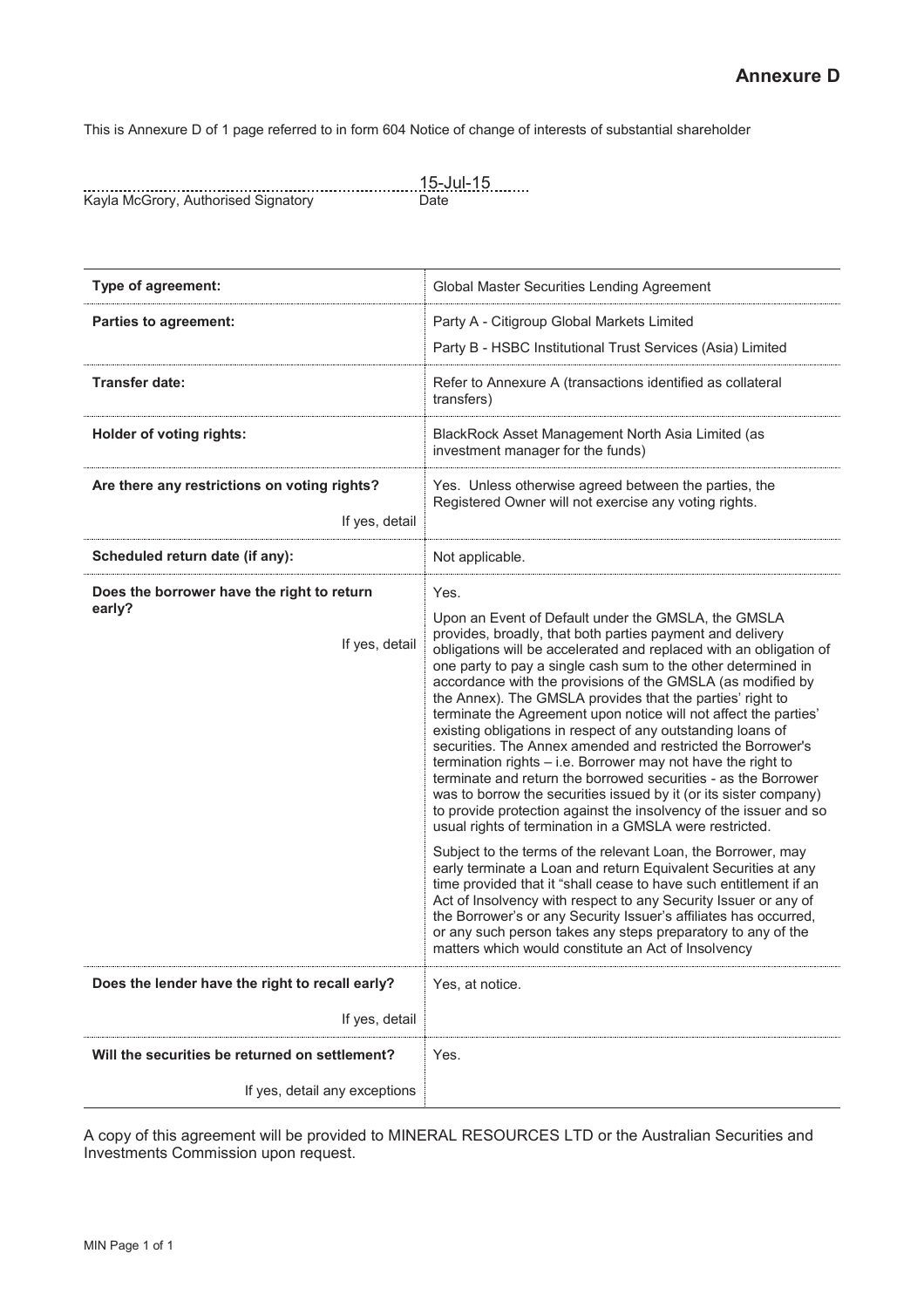# Annexure D

This is Annexure D of 1 page referred to in form 604 Notice of change of interests of substantial shareholder

Kayla McGrory, Authorised Signatory

15-Jul-15
Date

| | |
|---|---|
| **Type of agreement:** | Global Master Securities Lending Agreement |
| **Parties to agreement:** | Party A - Citigroup Global Markets Limited<br>Party B - HSBC Institutional Trust Services (Asia) Limited |
| **Transfer date:** | Refer to Annexure A (transactions identified as collateral transfers) |
| **Holder of voting rights:** | BlackRock Asset Management North Asia Limited (as investment manager for the funds) |
| **Are there any restrictions on voting rights?**<br>If yes, detail | Yes. Unless otherwise agreed between the parties, the Registered Owner will not exercise any voting rights. |
| **Scheduled return date (if any):** | Not applicable. |
| **Does the borrower have the right to return early?**<br>If yes, detail | Yes.<br>Upon an Event of Default under the GMSLA, the GMSLA provides, broadly, that both parties payment and delivery obligations will be accelerated and replaced with an obligation of one party to pay a single cash sum to the other determined in accordance with the provisions of the GMSLA (as modified by the Annex). The GMSLA provides that the parties' right to terminate the Agreement upon notice will not affect the parties' existing obligations in respect of any outstanding loans of securities. The Annex amended and restricted the Borrower's termination rights – i.e. Borrower may not have the right to terminate and return the borrowed securities - as the Borrower was to borrow the securities issued by it (or its sister company) to provide protection against the insolvency of the issuer and so usual rights of termination in a GMSLA were restricted.<br>Subject to the terms of the relevant Loan, the Borrower, may early terminate a Loan and return Equivalent Securities at any time provided that it "shall cease to have such entitlement if an Act of Insolvency with respect to any Security Issuer or any of the Borrower's or any Security Issuer's affiliates has occurred, or any such person takes any steps preparatory to any of the matters which would constitute an Act of Insolvency |
| **Does the lender have the right to recall early?**<br>If yes, detail | Yes, at notice. |
| **Will the securities be returned on settlement?**<br>If yes, detail any exceptions | Yes. |

A copy of this agreement will be provided to MINERAL RESOURCES LTD or the Australian Securities and Investments Commission upon request.

MIN Page 1 of 1